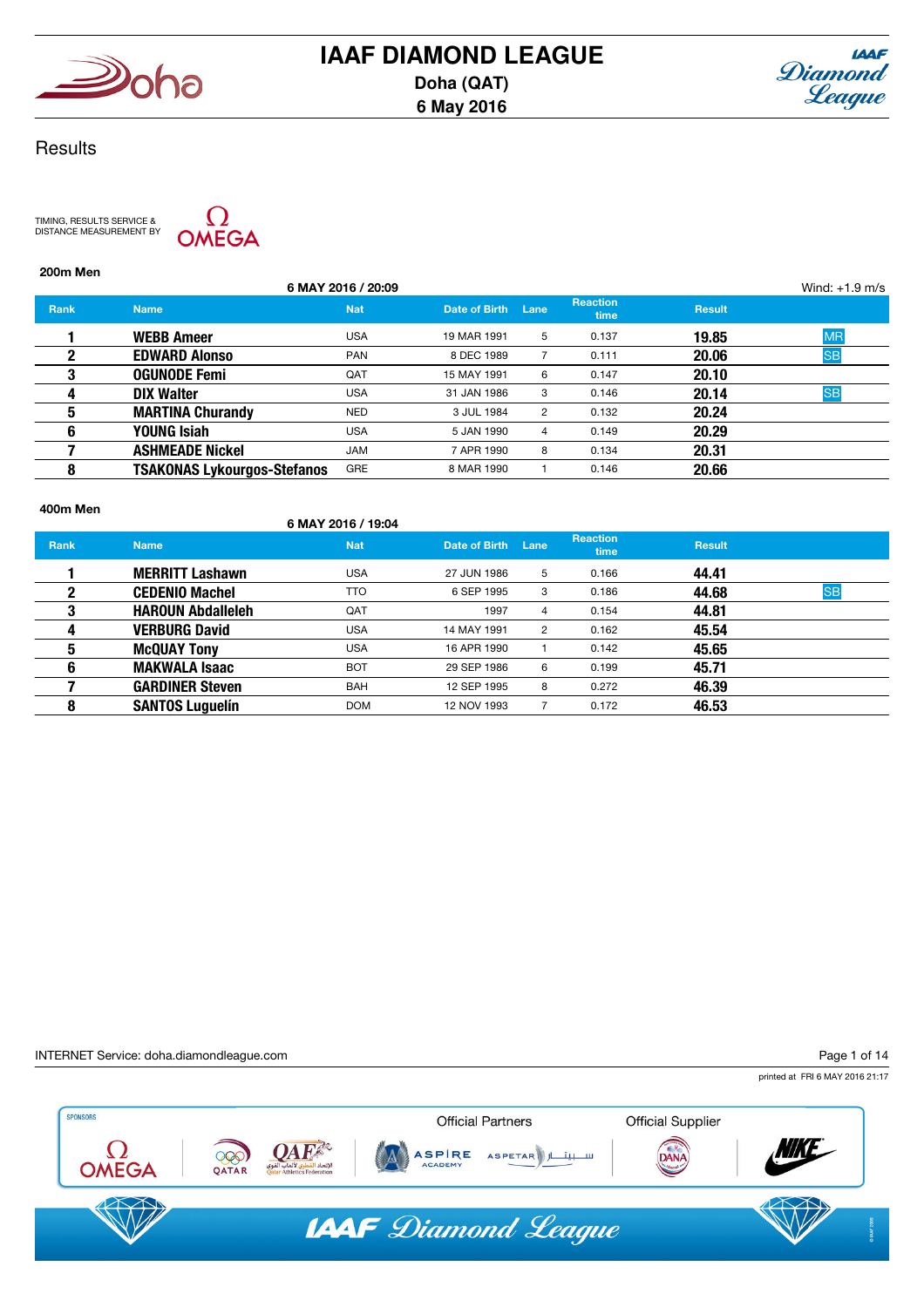# IAAF DIAMOND LEAGUE

**Doha (QAT)**
**6 May 2016**

## Results

TIMING, RESULTS SERVICE & DISTANCE MEASUREMENT BY OMEGA

### 200m Men

6 MAY 2016 / 20:09 — Wind: +1.9 m/s

| Rank | Name | Nat | Date of Birth | Lane | Reaction time | Result | |
|---|---|---|---|---|---|---|---|
| 1 | **WEBB Ameer** | USA | 19 MAR 1991 | 5 | 0.137 | **19.85** | MR |
| 2 | **EDWARD Alonso** | PAN | 8 DEC 1989 | 7 | 0.111 | **20.06** | SB |
| 3 | **OGUNODE Femi** | QAT | 15 MAY 1991 | 6 | 0.147 | **20.10** | |
| 4 | **DIX Walter** | USA | 31 JAN 1986 | 3 | 0.146 | **20.14** | SB |
| 5 | **MARTINA Churandy** | NED | 3 JUL 1984 | 2 | 0.132 | **20.24** | |
| 6 | **YOUNG Isiah** | USA | 5 JAN 1990 | 4 | 0.149 | **20.29** | |
| 7 | **ASHMEADE Nickel** | JAM | 7 APR 1990 | 8 | 0.134 | **20.31** | |
| 8 | **TSAKONAS Lykourgos-Stefanos** | GRE | 8 MAR 1990 | 1 | 0.146 | **20.66** | |

### 400m Men

6 MAY 2016 / 19:04

| Rank | Name | Nat | Date of Birth | Lane | Reaction time | Result | |
|---|---|---|---|---|---|---|---|
| 1 | **MERRITT Lashawn** | USA | 27 JUN 1986 | 5 | 0.166 | **44.41** | |
| 2 | **CEDENIO Machel** | TTO | 6 SEP 1995 | 3 | 0.186 | **44.68** | SB |
| 3 | **HAROUN Abdalleleh** | QAT | 1997 | 4 | 0.154 | **44.81** | |
| 4 | **VERBURG David** | USA | 14 MAY 1991 | 2 | 0.162 | **45.54** | |
| 5 | **McQUAY Tony** | USA | 16 APR 1990 | 1 | 0.142 | **45.65** | |
| 6 | **MAKWALA Isaac** | BOT | 29 SEP 1986 | 6 | 0.199 | **45.71** | |
| 7 | **GARDINER Steven** | BAH | 12 SEP 1995 | 8 | 0.272 | **46.39** | |
| 8 | **SANTOS Luguelín** | DOM | 12 NOV 1993 | 7 | 0.172 | **46.53** | |

INTERNET Service: doha.diamondleague.com

printed at FRI 6 MAY 2016 21:17

SPONSORS: OMEGA, QATAR, QAF Qatar Athletics Federation — Official Partners: ASPIRE ACADEMY, ASPETAR — Official Supplier: DANA, NIKE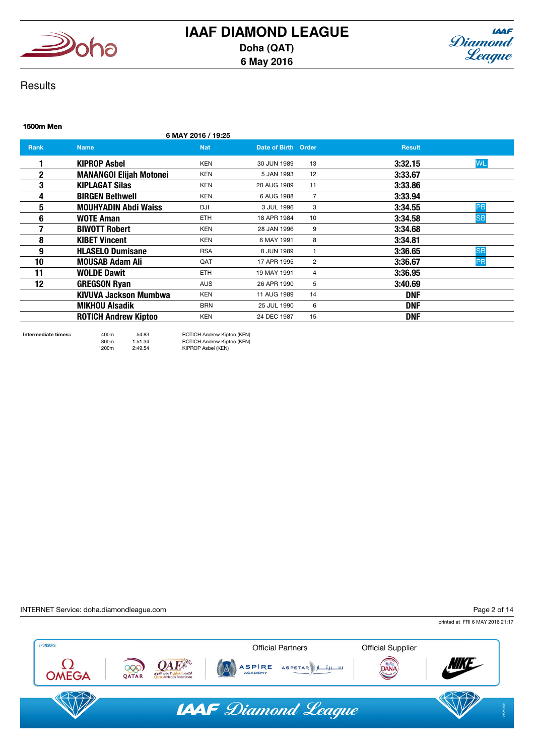# IAAF DIAMOND LEAGUE

**Doha (QAT)**
**6 May 2016**

## Results

### 1500m Men

6 MAY 2016 / 19:25

| Rank | Name | Nat | Date of Birth | Order | Result | |
|---|---|---|---|---|---|---|
| 1 | **KIPROP Asbel** | KEN | 30 JUN 1989 | 13 | **3:32.15** | WL |
| 2 | **MANANGOI Elijah Motonei** | KEN | 5 JAN 1993 | 12 | **3:33.67** | |
| 3 | **KIPLAGAT Silas** | KEN | 20 AUG 1989 | 11 | **3:33.86** | |
| 4 | **BIRGEN Bethwell** | KEN | 6 AUG 1988 | 7 | **3:33.94** | |
| 5 | **MOUHYADIN Abdi Waiss** | DJI | 3 JUL 1996 | 3 | **3:34.55** | PB |
| 6 | **WOTE Aman** | ETH | 18 APR 1984 | 10 | **3:34.58** | SB |
| 7 | **BIWOTT Robert** | KEN | 28 JAN 1996 | 9 | **3:34.68** | |
| 8 | **KIBET Vincent** | KEN | 6 MAY 1991 | 8 | **3:34.81** | |
| 9 | **HLASELO Dumisane** | RSA | 8 JUN 1989 | 1 | **3:36.65** | SB |
| 10 | **MOUSAB Adam Ali** | QAT | 17 APR 1995 | 2 | **3:36.67** | PB |
| 11 | **WOLDE Dawit** | ETH | 19 MAY 1991 | 4 | **3:36.95** | |
| 12 | **GREGSON Ryan** | AUS | 26 APR 1990 | 5 | **3:40.69** | |
| | **KIVUVA Jackson Mumbwa** | KEN | 11 AUG 1989 | 14 | **DNF** | |
| | **MIKHOU Alsadik** | BRN | 25 JUL 1990 | 6 | **DNF** | |
| | **ROTICH Andrew Kiptoo** | KEN | 24 DEC 1987 | 15 | **DNF** | |

**Intermediate times::**

| | | |
|---|---|---|
| 400m | 54.83 | ROTICH Andrew Kiptoo (KEN) |
| 800m | 1:51.34 | ROTICH Andrew Kiptoo (KEN) |
| 1200m | 2:49.54 | KIPROP Asbel (KEN) |

INTERNET Service: doha.diamondleague.com

printed at FRI 6 MAY 2016 21:17

SPONSORS | Official Partners | Official Supplier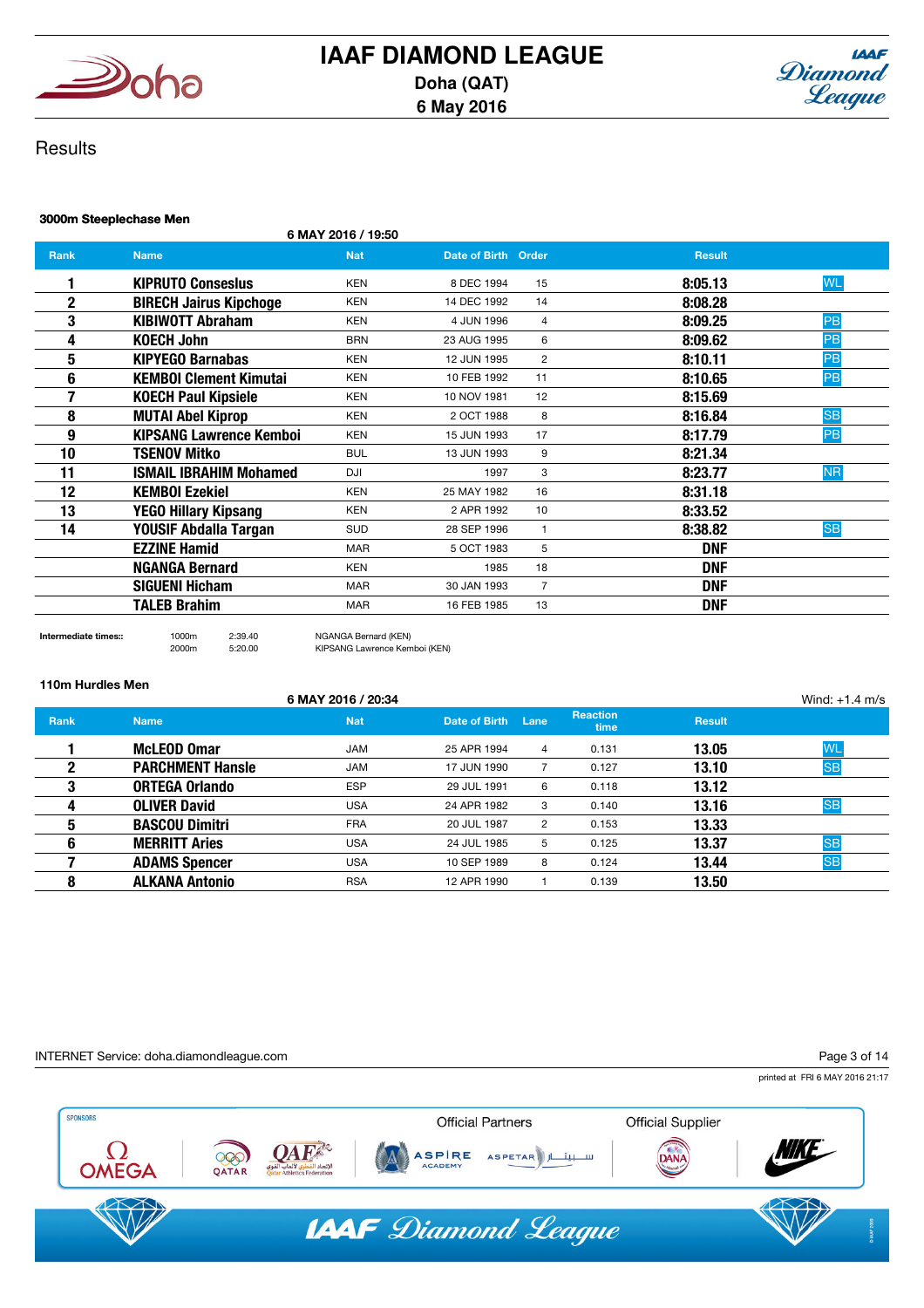# IAAF DIAMOND LEAGUE

**Doha (QAT)**
**6 May 2016**

## Results

### 3000m Steeplechase Men

6 MAY 2016 / 19:50

| Rank | Name | Nat | Date of Birth | Order | Result | |
|---|---|---|---|---|---|---|
| 1 | KIPRUTO Conseslus | KEN | 8 DEC 1994 | 15 | 8:05.13 | WL |
| 2 | BIRECH Jairus Kipchoge | KEN | 14 DEC 1992 | 14 | 8:08.28 | |
| 3 | KIBIWOTT Abraham | KEN | 4 JUN 1996 | 4 | 8:09.25 | PB |
| 4 | KOECH John | BRN | 23 AUG 1995 | 6 | 8:09.62 | PB |
| 5 | KIPYEGO Barnabas | KEN | 12 JUN 1995 | 2 | 8:10.11 | PB |
| 6 | KEMBOI Clement Kimutai | KEN | 10 FEB 1992 | 11 | 8:10.65 | PB |
| 7 | KOECH Paul Kipsiele | KEN | 10 NOV 1981 | 12 | 8:15.69 | |
| 8 | MUTAI Abel Kiprop | KEN | 2 OCT 1988 | 8 | 8:16.84 | SB |
| 9 | KIPSANG Lawrence Kemboi | KEN | 15 JUN 1993 | 17 | 8:17.79 | PB |
| 10 | TSENOV Mitko | BUL | 13 JUN 1993 | 9 | 8:21.34 | |
| 11 | ISMAIL IBRAHIM Mohamed | DJI | 1997 | 3 | 8:23.77 | NR |
| 12 | KEMBOI Ezekiel | KEN | 25 MAY 1982 | 16 | 8:31.18 | |
| 13 | YEGO Hillary Kipsang | KEN | 2 APR 1992 | 10 | 8:33.52 | |
| 14 | YOUSIF Abdalla Targan | SUD | 28 SEP 1996 | 1 | 8:38.82 | SB |
| | EZZINE Hamid | MAR | 5 OCT 1983 | 5 | DNF | |
| | NGANGA Bernard | KEN | 1985 | 18 | DNF | |
| | SIGUENI Hicham | MAR | 30 JAN 1993 | 7 | DNF | |
| | TALEB Brahim | MAR | 16 FEB 1985 | 13 | DNF | |

**Intermediate times::**

| | | |
|---|---|---|
| 1000m | 2:39.40 | NGANGA Bernard (KEN) |
| 2000m | 5:20.00 | KIPSANG Lawrence Kemboi (KEN) |

### 110m Hurdles Men

6 MAY 2016 / 20:34 — Wind: +1.4 m/s

| Rank | Name | Nat | Date of Birth | Lane | Reaction time | Result | |
|---|---|---|---|---|---|---|---|
| 1 | McLEOD Omar | JAM | 25 APR 1994 | 4 | 0.131 | 13.05 | WL |
| 2 | PARCHMENT Hansle | JAM | 17 JUN 1990 | 7 | 0.127 | 13.10 | SB |
| 3 | ORTEGA Orlando | ESP | 29 JUL 1991 | 6 | 0.118 | 13.12 | |
| 4 | OLIVER David | USA | 24 APR 1982 | 3 | 0.140 | 13.16 | SB |
| 5 | BASCOU Dimitri | FRA | 20 JUL 1987 | 2 | 0.153 | 13.33 | |
| 6 | MERRITT Aries | USA | 24 JUL 1985 | 5 | 0.125 | 13.37 | SB |
| 7 | ADAMS Spencer | USA | 10 SEP 1989 | 8 | 0.124 | 13.44 | SB |
| 8 | ALKANA Antonio | RSA | 12 APR 1990 | 1 | 0.139 | 13.50 | |

INTERNET Service: doha.diamondleague.com

printed at FRI 6 MAY 2016 21:17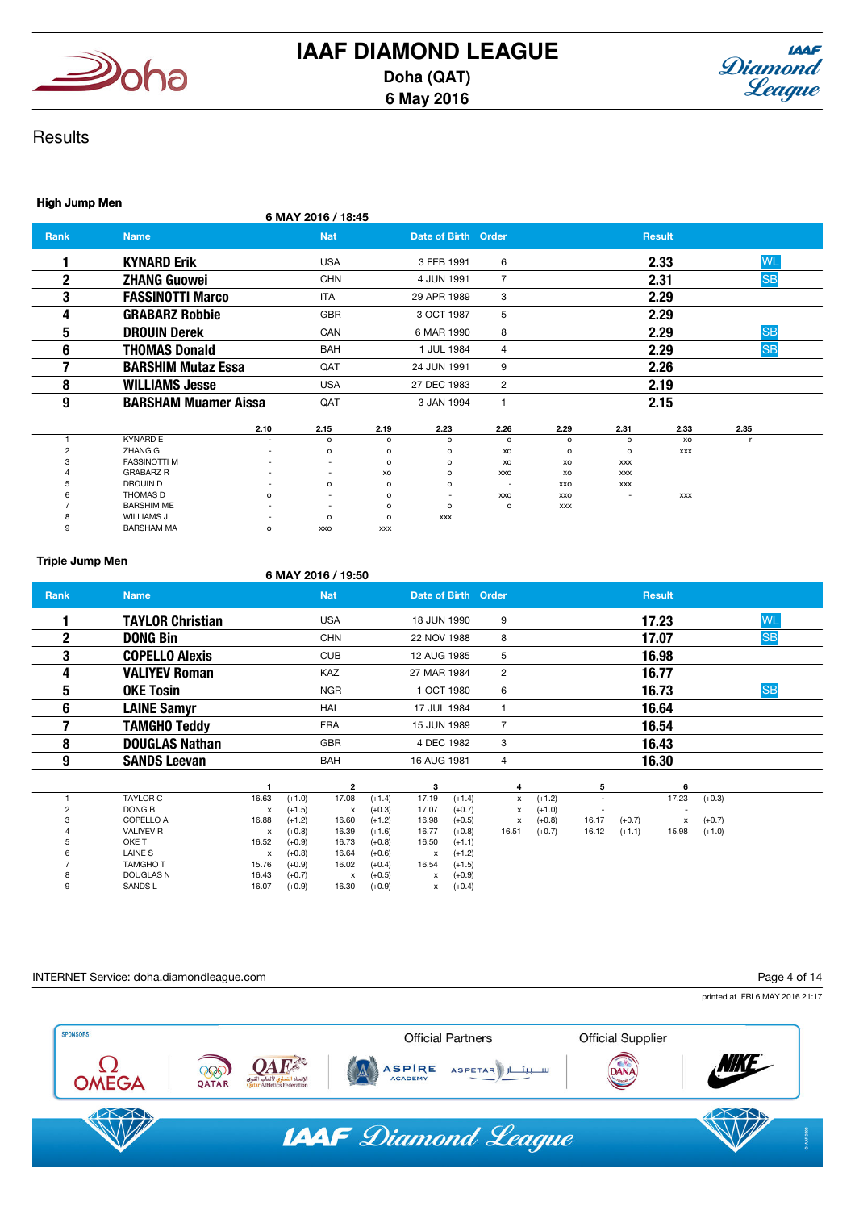# IAAF DIAMOND LEAGUE

**Doha (QAT)**
**6 May 2016**

## Results

### High Jump Men

6 MAY 2016 / 18:45

| Rank | Name | Nat | Date of Birth | Order | Result | |
|---|---|---|---|---|---|---|
| 1 | **KYNARD Erik** | USA | 3 FEB 1991 | 6 | **2.33** | WL |
| 2 | **ZHANG Guowei** | CHN | 4 JUN 1991 | 7 | **2.31** | SB |
| 3 | **FASSINOTTI Marco** | ITA | 29 APR 1989 | 3 | **2.29** | |
| 4 | **GRABARZ Robbie** | GBR | 3 OCT 1987 | 5 | **2.29** | |
| 5 | **DROUIN Derek** | CAN | 6 MAR 1990 | 8 | **2.29** | SB |
| 6 | **THOMAS Donald** | BAH | 1 JUL 1984 | 4 | **2.29** | SB |
| 7 | **BARSHIM Mutaz Essa** | QAT | 24 JUN 1991 | 9 | **2.26** | |
| 8 | **WILLIAMS Jesse** | USA | 27 DEC 1983 | 2 | **2.19** | |
| 9 | **BARSHAM Muamer Aissa** | QAT | 3 JAN 1994 | 1 | **2.15** | |

| | | 2.10 | 2.15 | 2.19 | 2.23 | 2.26 | 2.29 | 2.31 | 2.33 | 2.35 |
|---|---|---|---|---|---|---|---|---|---|---|
| 1 | KYNARD E | - | o | o | o | o | o | o | xo | r |
| 2 | ZHANG G | - | o | o | o | xo | o | o | xxx | |
| 3 | FASSINOTTI M | - | - | o | o | xo | xo | xxx | | |
| 4 | GRABARZ R | - | - | xo | o | xxo | xo | xxx | | |
| 5 | DROUIN D | - | o | o | o | - | xxo | xxx | | |
| 6 | THOMAS D | o | - | o | - | xxo | xxo | - | xxx | |
| 7 | BARSHIM ME | - | - | o | o | o | xxx | | | |
| 8 | WILLIAMS J | - | o | o | xxx | | | | | |
| 9 | BARSHAM MA | o | xxo | xxx | | | | | | |

### Triple Jump Men

6 MAY 2016 / 19:50

| Rank | Name | Nat | Date of Birth | Order | Result | |
|---|---|---|---|---|---|---|
| 1 | **TAYLOR Christian** | USA | 18 JUN 1990 | 9 | **17.23** | WL |
| 2 | **DONG Bin** | CHN | 22 NOV 1988 | 8 | **17.07** | SB |
| 3 | **COPELLO Alexis** | CUB | 12 AUG 1985 | 5 | **16.98** | |
| 4 | **VALIYEV Roman** | KAZ | 27 MAR 1984 | 2 | **16.77** | |
| 5 | **OKE Tosin** | NGR | 1 OCT 1980 | 6 | **16.73** | SB |
| 6 | **LAINE Samyr** | HAI | 17 JUL 1984 | 1 | **16.64** | |
| 7 | **TAMGHO Teddy** | FRA | 15 JUN 1989 | 7 | **16.54** | |
| 8 | **DOUGLAS Nathan** | GBR | 4 DEC 1982 | 3 | **16.43** | |
| 9 | **SANDS Leevan** | BAH | 16 AUG 1981 | 4 | **16.30** | |

| | | 1 | | 2 | | 3 | | 4 | | 5 | | 6 | |
|---|---|---|---|---|---|---|---|---|---|---|---|---|---|
| 1 | TAYLOR C | 16.63 | (+1.0) | 17.08 | (+1.4) | 17.19 | (+1.4) | x | (+1.2) | - | | 17.23 | (+0.3) |
| 2 | DONG B | x | (+1.5) | x | (+0.3) | 17.07 | (+0.7) | x | (+1.0) | - | | - | |
| 3 | COPELLO A | 16.88 | (+1.2) | 16.60 | (+1.2) | 16.98 | (+0.5) | x | (+0.8) | 16.17 | (+0.7) | x | (+0.7) |
| 4 | VALIYEV R | x | (+0.8) | 16.39 | (+1.6) | 16.77 | (+0.8) | 16.51 | (+0.7) | 16.12 | (+1.1) | 15.98 | (+1.0) |
| 5 | OKE T | 16.52 | (+0.9) | 16.73 | (+0.8) | 16.50 | (+1.1) | | | | | | |
| 6 | LAINE S | x | (+0.8) | 16.64 | (+0.6) | x | (+1.2) | | | | | | |
| 7 | TAMGHO T | 15.76 | (+0.9) | 16.02 | (+0.4) | 16.54 | (+1.5) | | | | | | |
| 8 | DOUGLAS N | 16.43 | (+0.7) | x | (+0.5) | x | (+0.9) | | | | | | |
| 9 | SANDS L | 16.07 | (+0.9) | 16.30 | (+0.9) | x | (+0.4) | | | | | | |

INTERNET Service: doha.diamondleague.com

printed at FRI 6 MAY 2016 21:17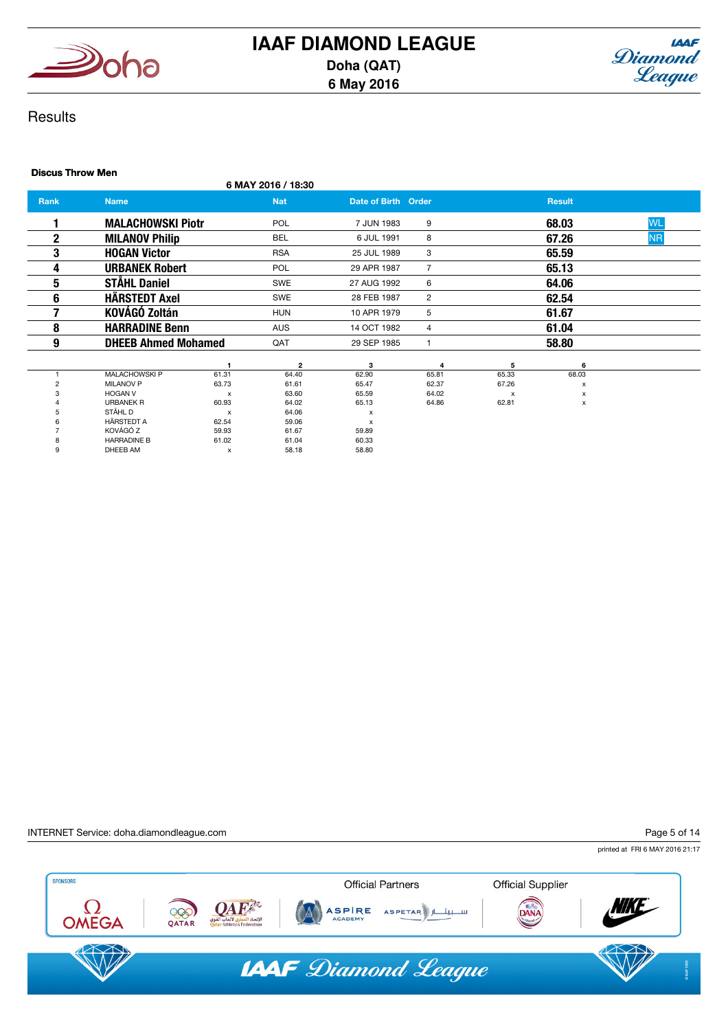# IAAF DIAMOND LEAGUE

**Doha (QAT)**
**6 May 2016**

## Results

### Discus Throw Men

6 MAY 2016 / 18:30

| Rank | Name | Nat | Date of Birth | Order | Result | |
|---|---|---|---|---|---|---|
| 1 | **MALACHOWSKI Piotr** | POL | 7 JUN 1983 | 9 | **68.03** | WL |
| 2 | **MILANOV Philip** | BEL | 6 JUL 1991 | 8 | **67.26** | NR |
| 3 | **HOGAN Victor** | RSA | 25 JUL 1989 | 3 | **65.59** | |
| 4 | **URBANEK Robert** | POL | 29 APR 1987 | 7 | **65.13** | |
| 5 | **STÅHL Daniel** | SWE | 27 AUG 1992 | 6 | **64.06** | |
| 6 | **HÄRSTEDT Axel** | SWE | 28 FEB 1987 | 2 | **62.54** | |
| 7 | **KOVÁGÓ Zoltán** | HUN | 10 APR 1979 | 5 | **61.67** | |
| 8 | **HARRADINE Benn** | AUS | 14 OCT 1982 | 4 | **61.04** | |
| 9 | **DHEEB Ahmed Mohamed** | QAT | 29 SEP 1985 | 1 | **58.80** | |

| | | 1 | 2 | 3 | 4 | 5 | 6 |
|---|---|---|---|---|---|---|---|
| 1 | MALACHOWSKI P | 61.31 | 64.40 | 62.90 | 65.81 | 65.33 | 68.03 |
| 2 | MILANOV P | 63.73 | 61.61 | 65.47 | 62.37 | 67.26 | x |
| 3 | HOGAN V | x | 63.60 | 65.59 | 64.02 | x | x |
| 4 | URBANEK R | 60.93 | 64.02 | 65.13 | 64.86 | 62.81 | x |
| 5 | STÅHL D | x | 64.06 | x | | | |
| 6 | HÄRSTEDT A | 62.54 | 59.06 | x | | | |
| 7 | KOVÁGÓ Z | 59.93 | 61.67 | 59.89 | | | |
| 8 | HARRADINE B | 61.02 | 61.04 | 60.33 | | | |
| 9 | DHEEB AM | x | 58.18 | 58.80 | | | |

INTERNET Service: doha.diamondleague.com

printed at FRI 6 MAY 2016 21:17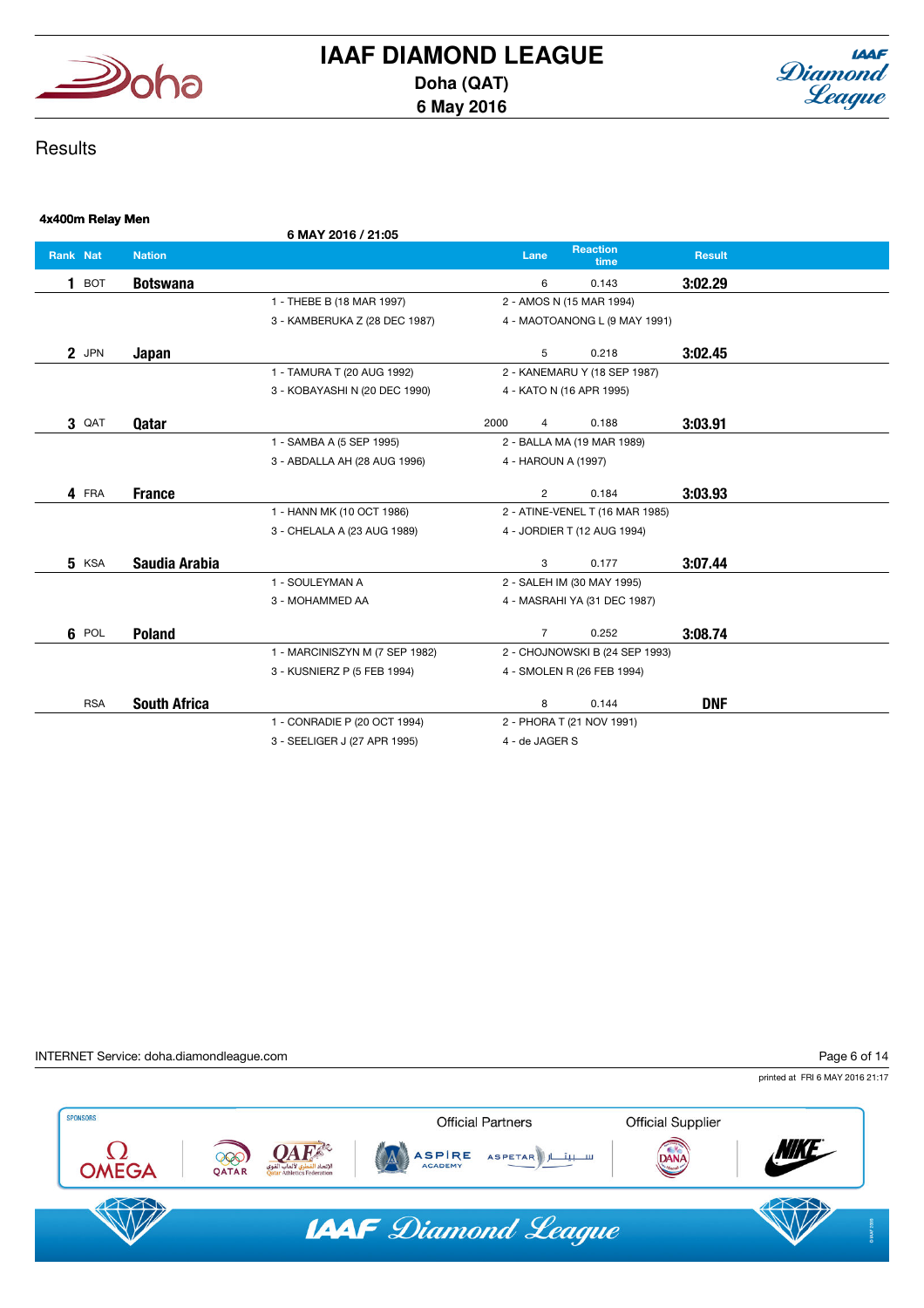# IAAF DIAMOND LEAGUE

**Doha (QAT)**
**6 May 2016**

## Results

### 4x400m Relay Men

6 MAY 2016 / 21:05

| Rank | Nat | Nation | | Lane | Reaction time | Result |
|---|---|---|---|---|---|---|
| 1 | BOT | **Botswana** | | 6 | 0.143 | **3:02.29** |
| | | | 1 - THEBE B (18 MAR 1997) | 2 - AMOS N (15 MAR 1994) | | |
| | | | 3 - KAMBERUKA Z (28 DEC 1987) | 4 - MAOTOANONG L (9 MAY 1991) | | |
| 2 | JPN | **Japan** | | 5 | 0.218 | **3:02.45** |
| | | | 1 - TAMURA T (20 AUG 1992) | 2 - KANEMARU Y (18 SEP 1987) | | |
| | | | 3 - KOBAYASHI N (20 DEC 1990) | 4 - KATO N (16 APR 1995) | | |
| 3 | QAT | **Qatar** | 2000 | 4 | 0.188 | **3:03.91** |
| | | | 1 - SAMBA A (5 SEP 1995) | 2 - BALLA MA (19 MAR 1989) | | |
| | | | 3 - ABDALLA AH (28 AUG 1996) | 4 - HAROUN A (1997) | | |
| 4 | FRA | **France** | | 2 | 0.184 | **3:03.93** |
| | | | 1 - HANN MK (10 OCT 1986) | 2 - ATINE-VENEL T (16 MAR 1985) | | |
| | | | 3 - CHELALA A (23 AUG 1989) | 4 - JORDIER T (12 AUG 1994) | | |
| 5 | KSA | **Saudia Arabia** | | 3 | 0.177 | **3:07.44** |
| | | | 1 - SOULEYMAN A | 2 - SALEH IM (30 MAY 1995) | | |
| | | | 3 - MOHAMMED AA | 4 - MASRAHI YA (31 DEC 1987) | | |
| 6 | POL | **Poland** | | 7 | 0.252 | **3:08.74** |
| | | | 1 - MARCINISZYN M (7 SEP 1982) | 2 - CHOJNOWSKI B (24 SEP 1993) | | |
| | | | 3 - KUSNIERZ P (5 FEB 1994) | 4 - SMOLEN R (26 FEB 1994) | | |
| | RSA | **South Africa** | | 8 | 0.144 | **DNF** |
| | | | 1 - CONRADIE P (20 OCT 1994) | 2 - PHORA T (21 NOV 1991) | | |
| | | | 3 - SEELIGER J (27 APR 1995) | 4 - de JAGER S | | |

INTERNET Service: doha.diamondleague.com

printed at FRI 6 MAY 2016 21:17

SPONSORS · Official Partners · Official Supplier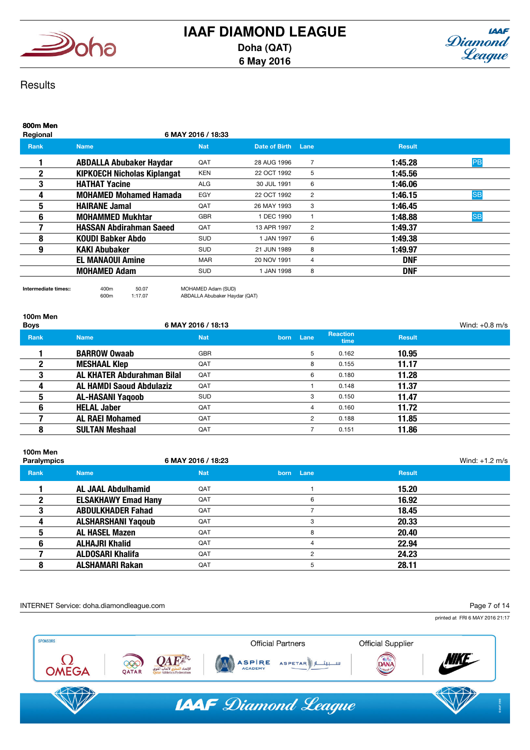# IAAF DIAMOND LEAGUE

Doha (QAT)
6 May 2016

## Results

### 800m Men
**Regional** — 6 MAY 2016 / 18:33

| Rank | Name | Nat | Date of Birth | Lane | Result | |
|---|---|---|---|---|---|---|
| 1 | ABDALLA Abubaker Haydar | QAT | 28 AUG 1996 | 7 | 1:45.28 | PB |
| 2 | KIPKOECH Nicholas Kiplangat | KEN | 22 OCT 1992 | 5 | 1:45.56 | |
| 3 | HATHAT Yacine | ALG | 30 JUL 1991 | 6 | 1:46.06 | |
| 4 | MOHAMED Mohamed Hamada | EGY | 22 OCT 1992 | 2 | 1:46.15 | SB |
| 5 | HAIRANE Jamal | QAT | 26 MAY 1993 | 3 | 1:46.45 | |
| 6 | MOHAMMED Mukhtar | GBR | 1 DEC 1990 | 1 | 1:48.88 | SB |
| 7 | HASSAN Abdirahman Saeed | QAT | 13 APR 1997 | 2 | 1:49.37 | |
| 8 | KOUDI Babker Abdo | SUD | 1 JAN 1997 | 6 | 1:49.38 | |
| 9 | KAKI Abubaker | SUD | 21 JUN 1989 | 8 | 1:49.97 | |
| | EL MANAOUI Amine | MAR | 20 NOV 1991 | 4 | DNF | |
| | MOHAMED Adam | SUD | 1 JAN 1998 | 8 | DNF | |

**Intermediate times::**

| | | |
|---|---|---|
| 400m | 50.07 | MOHAMED Adam (SUD) |
| 600m | 1:17.07 | ABDALLA Abubaker Haydar (QAT) |

### 100m Men
**Boys** — 6 MAY 2016 / 18:13 — Wind: +0.8 m/s

| Rank | Name | Nat | born | Lane | Reaction time | Result |
|---|---|---|---|---|---|---|
| 1 | BARROW Owaab | GBR | | 5 | 0.162 | 10.95 |
| 2 | MESHAAL Klep | QAT | | 8 | 0.155 | 11.17 |
| 3 | AL KHATER Abdurahman Bilal | QAT | | 6 | 0.180 | 11.28 |
| 4 | AL HAMDI Saoud Abdulaziz | QAT | | 1 | 0.148 | 11.37 |
| 5 | AL-HASANI Yaqoob | SUD | | 3 | 0.150 | 11.47 |
| 6 | HELAL Jaber | QAT | | 4 | 0.160 | 11.72 |
| 7 | AL RAEI Mohamed | QAT | | 2 | 0.188 | 11.85 |
| 8 | SULTAN Meshaal | QAT | | 7 | 0.151 | 11.86 |

### 100m Men
**Paralympics** — 6 MAY 2016 / 18:23 — Wind: +1.2 m/s

| Rank | Name | Nat | born | Lane | Result |
|---|---|---|---|---|---|
| 1 | AL JAAL Abdulhamid | QAT | | 1 | 15.20 |
| 2 | ELSAKHAWY Emad Hany | QAT | | 6 | 16.92 |
| 3 | ABDULKHADER Fahad | QAT | | 7 | 18.45 |
| 4 | ALSHARSHANI Yaqoub | QAT | | 3 | 20.33 |
| 5 | AL HASEL Mazen | QAT | | 8 | 20.40 |
| 6 | ALHAJRI Khalid | QAT | | 4 | 22.94 |
| 7 | ALDOSARI Khalifa | QAT | | 2 | 24.23 |
| 8 | ALSHAMARI Rakan | QAT | | 5 | 28.11 |

INTERNET Service: doha.diamondleague.com

printed at FRI 6 MAY 2016 21:17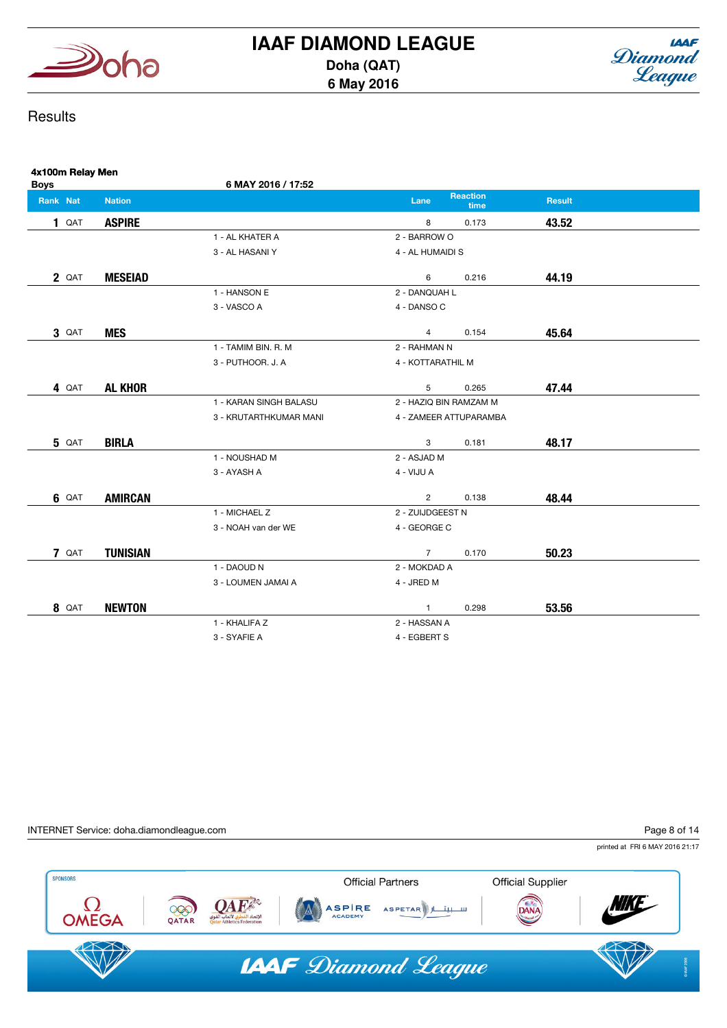# IAAF DIAMOND LEAGUE

**Doha (QAT)**
**6 May 2016**

## Results

### 4x100m Relay Men
**Boys**

**6 MAY 2016 / 17:52**

| Rank | Nat | Nation | | | Lane | Reaction time | Result |
|---|---|---|---|---|---|---|---|
| **1** | QAT | **ASPIRE** | | | 8 | 0.173 | **43.52** |
| | | | 1 - AL KHATER A | 2 - BARROW O | | | |
| | | | 3 - AL HASANI Y | 4 - AL HUMAIDI S | | | |
| **2** | QAT | **MESEIAD** | | | 6 | 0.216 | **44.19** |
| | | | 1 - HANSON E | 2 - DANQUAH L | | | |
| | | | 3 - VASCO A | 4 - DANSO C | | | |
| **3** | QAT | **MES** | | | 4 | 0.154 | **45.64** |
| | | | 1 - TAMIM BIN. R. M | 2 - RAHMAN N | | | |
| | | | 3 - PUTHOOR. J. A | 4 - KOTTARATHIL M | | | |
| **4** | QAT | **AL KHOR** | | | 5 | 0.265 | **47.44** |
| | | | 1 - KARAN SINGH BALASU | 2 - HAZIQ BIN RAMZAM M | | | |
| | | | 3 - KRUTARTHKUMAR MANI | 4 - ZAMEER ATTUPARAMBA | | | |
| **5** | QAT | **BIRLA** | | | 3 | 0.181 | **48.17** |
| | | | 1 - NOUSHAD M | 2 - ASJAD M | | | |
| | | | 3 - AYASH A | 4 - VIJU A | | | |
| **6** | QAT | **AMIRCAN** | | | 2 | 0.138 | **48.44** |
| | | | 1 - MICHAEL Z | 2 - ZUIJDGEEST N | | | |
| | | | 3 - NOAH van der WE | 4 - GEORGE C | | | |
| **7** | QAT | **TUNISIAN** | | | 7 | 0.170 | **50.23** |
| | | | 1 - DAOUD N | 2 - MOKDAD A | | | |
| | | | 3 - LOUMEN JAMAI A | 4 - JRED M | | | |
| **8** | QAT | **NEWTON** | | | 1 | 0.298 | **53.56** |
| | | | 1 - KHALIFA Z | 2 - HASSAN A | | | |
| | | | 3 - SYAFIE A | 4 - EGBERT S | | | |

INTERNET Service: doha.diamondleague.com

printed at FRI 6 MAY 2016 21:17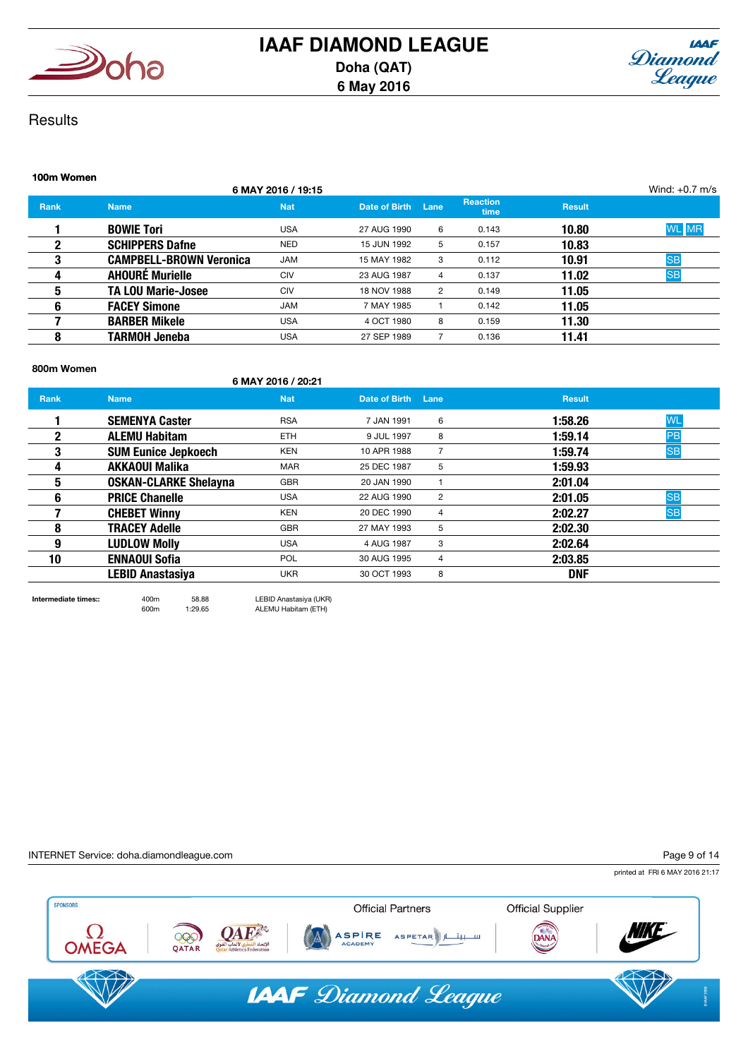# IAAF DIAMOND LEAGUE

**Doha (QAT)**

**6 May 2016**

## Results

### 100m Women

6 MAY 2016 / 19:15 — Wind: +0.7 m/s

| Rank | Name | Nat | Date of Birth | Lane | Reaction time | Result | |
|---|---|---|---|---|---|---|---|
| 1 | **BOWIE Tori** | USA | 27 AUG 1990 | 6 | 0.143 | **10.80** | WL MR |
| 2 | **SCHIPPERS Dafne** | NED | 15 JUN 1992 | 5 | 0.157 | **10.83** | |
| 3 | **CAMPBELL-BROWN Veronica** | JAM | 15 MAY 1982 | 3 | 0.112 | **10.91** | SB |
| 4 | **AHOURÉ Murielle** | CIV | 23 AUG 1987 | 4 | 0.137 | **11.02** | SB |
| 5 | **TA LOU Marie-Josee** | CIV | 18 NOV 1988 | 2 | 0.149 | **11.05** | |
| 6 | **FACEY Simone** | JAM | 7 MAY 1985 | 1 | 0.142 | **11.05** | |
| 7 | **BARBER Mikele** | USA | 4 OCT 1980 | 8 | 0.159 | **11.30** | |
| 8 | **TARMOH Jeneba** | USA | 27 SEP 1989 | 7 | 0.136 | **11.41** | |

### 800m Women

6 MAY 2016 / 20:21

| Rank | Name | Nat | Date of Birth | Lane | Result | |
|---|---|---|---|---|---|---|
| 1 | **SEMENYA Caster** | RSA | 7 JAN 1991 | 6 | **1:58.26** | WL |
| 2 | **ALEMU Habitam** | ETH | 9 JUL 1997 | 8 | **1:59.14** | PB |
| 3 | **SUM Eunice Jepkoech** | KEN | 10 APR 1988 | 7 | **1:59.74** | SB |
| 4 | **AKKAOUI Malika** | MAR | 25 DEC 1987 | 5 | **1:59.93** | |
| 5 | **OSKAN-CLARKE Shelayna** | GBR | 20 JAN 1990 | 1 | **2:01.04** | |
| 6 | **PRICE Chanelle** | USA | 22 AUG 1990 | 2 | **2:01.05** | SB |
| 7 | **CHEBET Winny** | KEN | 20 DEC 1990 | 4 | **2:02.27** | SB |
| 8 | **TRACEY Adelle** | GBR | 27 MAY 1993 | 5 | **2:02.30** | |
| 9 | **LUDLOW Molly** | USA | 4 AUG 1987 | 3 | **2:02.64** | |
| 10 | **ENNAOUI Sofia** | POL | 30 AUG 1995 | 4 | **2:03.85** | |
| | **LEBID Anastasiya** | UKR | 30 OCT 1993 | 8 | **DNF** | |

**Intermediate times::**

| | | |
|---|---|---|
| 400m | 58.88 | LEBID Anastasiya (UKR) |
| 600m | 1:29.65 | ALEMU Habitam (ETH) |

INTERNET Service: doha.diamondleague.com

printed at FRI 6 MAY 2016 21:17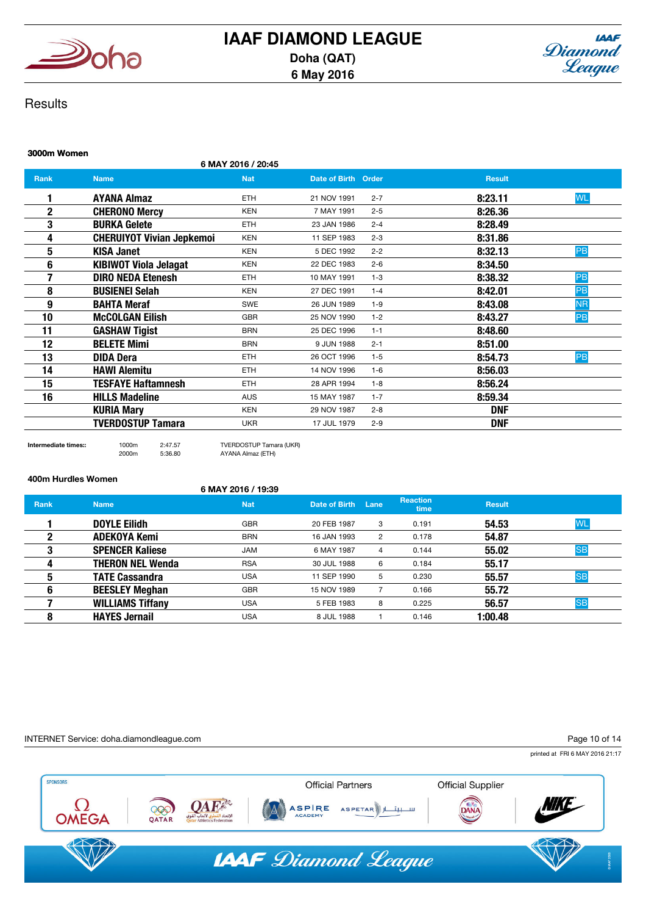# IAAF DIAMOND LEAGUE

Doha (QAT)
6 May 2016

## Results

### 3000m Women

6 MAY 2016 / 20:45

| Rank | Name | Nat | Date of Birth | Order | Result | |
|---|---|---|---|---|---|---|
| 1 | AYANA Almaz | ETH | 21 NOV 1991 | 2-7 | 8:23.11 | WL |
| 2 | CHERONO Mercy | KEN | 7 MAY 1991 | 2-5 | 8:26.36 | |
| 3 | BURKA Gelete | ETH | 23 JAN 1986 | 2-4 | 8:28.49 | |
| 4 | CHERUIYOT Vivian Jepkemoi | KEN | 11 SEP 1983 | 2-3 | 8:31.86 | |
| 5 | KISA Janet | KEN | 5 DEC 1992 | 2-2 | 8:32.13 | PB |
| 6 | KIBIWOT Viola Jelagat | KEN | 22 DEC 1983 | 2-6 | 8:34.50 | |
| 7 | DIRO NEDA Etenesh | ETH | 10 MAY 1991 | 1-3 | 8:38.32 | PB |
| 8 | BUSIENEI Selah | KEN | 27 DEC 1991 | 1-4 | 8:42.01 | PB |
| 9 | BAHTA Meraf | SWE | 26 JUN 1989 | 1-9 | 8:43.08 | NR |
| 10 | McCOLGAN Eilish | GBR | 25 NOV 1990 | 1-2 | 8:43.27 | PB |
| 11 | GASHAW Tigist | BRN | 25 DEC 1996 | 1-1 | 8:48.60 | |
| 12 | BELETE Mimi | BRN | 9 JUN 1988 | 2-1 | 8:51.00 | |
| 13 | DIDA Dera | ETH | 26 OCT 1996 | 1-5 | 8:54.73 | PB |
| 14 | HAWI Alemitu | ETH | 14 NOV 1996 | 1-6 | 8:56.03 | |
| 15 | TESFAYE Haftamnesh | ETH | 28 APR 1994 | 1-8 | 8:56.24 | |
| 16 | HILLS Madeline | AUS | 15 MAY 1987 | 1-7 | 8:59.34 | |
| | KURIA Mary | KEN | 29 NOV 1987 | 2-8 | DNF | |
| | TVERDOSTUP Tamara | UKR | 17 JUL 1979 | 2-9 | DNF | |

Intermediate times::

| | | |
|---|---|---|
| 1000m | 2:47.57 | TVERDOSTUP Tamara (UKR) |
| 2000m | 5:36.80 | AYANA Almaz (ETH) |

### 400m Hurdles Women

6 MAY 2016 / 19:39

| Rank | Name | Nat | Date of Birth | Lane | Reaction time | Result | |
|---|---|---|---|---|---|---|---|
| 1 | DOYLE Eilidh | GBR | 20 FEB 1987 | 3 | 0.191 | 54.53 | WL |
| 2 | ADEKOYA Kemi | BRN | 16 JAN 1993 | 2 | 0.178 | 54.87 | |
| 3 | SPENCER Kaliese | JAM | 6 MAY 1987 | 4 | 0.144 | 55.02 | SB |
| 4 | THERON NEL Wenda | RSA | 30 JUL 1988 | 6 | 0.184 | 55.17 | |
| 5 | TATE Cassandra | USA | 11 SEP 1990 | 5 | 0.230 | 55.57 | SB |
| 6 | BEESLEY Meghan | GBR | 15 NOV 1989 | 7 | 0.166 | 55.72 | |
| 7 | WILLIAMS Tiffany | USA | 5 FEB 1983 | 8 | 0.225 | 56.57 | SB |
| 8 | HAYES Jernail | USA | 8 JUL 1988 | 1 | 0.146 | 1:00.48 | |

INTERNET Service: doha.diamondleague.com

printed at FRI 6 MAY 2016 21:17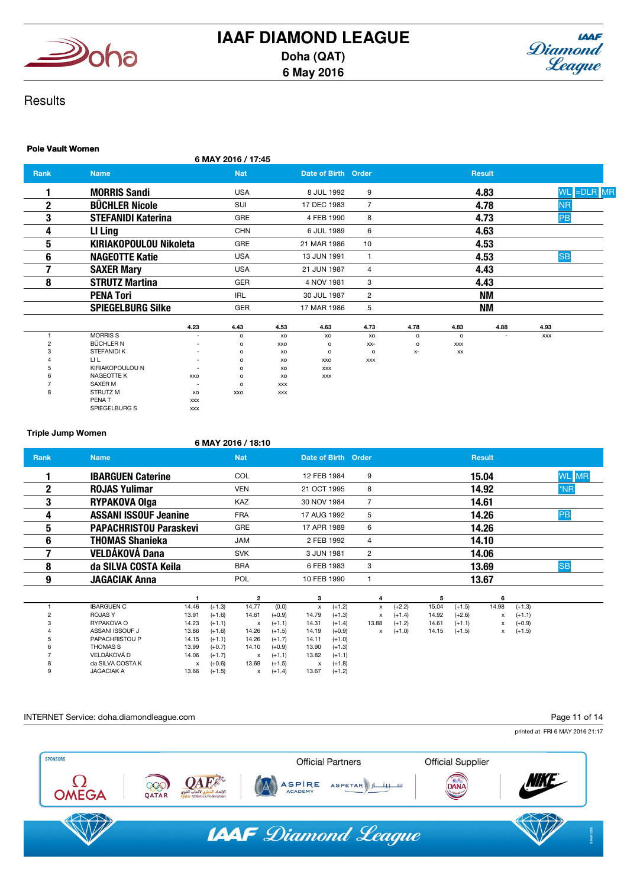# IAAF DIAMOND LEAGUE

Doha (QAT)
6 May 2016

## Results

### Pole Vault Women

6 MAY 2016 / 17:45

| Rank | Name | Nat | Date of Birth | Order | Result | |
|---|---|---|---|---|---|---|
| 1 | MORRIS Sandi | USA | 8 JUL 1992 | 9 | 4.83 | WL =DLR MR |
| 2 | BÜCHLER Nicole | SUI | 17 DEC 1983 | 7 | 4.78 | NR |
| 3 | STEFANIDI Katerina | GRE | 4 FEB 1990 | 8 | 4.73 | PB |
| 4 | LI Ling | CHN | 6 JUL 1989 | 6 | 4.63 | |
| 5 | KIRIAKOPOULOU Nikoleta | GRE | 21 MAR 1986 | 10 | 4.53 | |
| 6 | NAGEOTTE Katie | USA | 13 JUN 1991 | 1 | 4.53 | SB |
| 7 | SAXER Mary | USA | 21 JUN 1987 | 4 | 4.43 | |
| 8 | STRUTZ Martina | GER | 4 NOV 1981 | 3 | 4.43 | |
| | PENA Tori | IRL | 30 JUL 1987 | 2 | NM | |
| | SPIEGELBURG Silke | GER | 17 MAR 1986 | 5 | NM | |

| | | 4.23 | 4.43 | 4.53 | 4.63 | 4.73 | 4.78 | 4.83 | 4.88 | 4.93 |
|---|---|---|---|---|---|---|---|---|---|---|
| 1 | MORRIS S | - | o | xo | xo | xo | o | o | - | xxx |
| 2 | BÜCHLER N | - | o | xxo | o | xx- | o | xxx | | |
| 3 | STEFANIDI K | - | o | xo | o | o | x- | xx | | |
| 4 | LI L | - | o | xo | xxo | xxx | | | | |
| 5 | KIRIAKOPOULOU N | - | o | xo | xxx | | | | | |
| 6 | NAGEOTTE K | xxo | o | xo | xxx | | | | | |
| 7 | SAXER M | - | o | xxx | | | | | | |
| 8 | STRUTZ M | xo | xxo | xxx | | | | | | |
| | PENA T | xxx | | | | | | | | |
| | SPIEGELBURG S | xxx | | | | | | | | |

### Triple Jump Women

6 MAY 2016 / 18:10

| Rank | Name | Nat | Date of Birth | Order | Result | |
|---|---|---|---|---|---|---|
| 1 | IBARGUEN Caterine | COL | 12 FEB 1984 | 9 | 15.04 | WL MR |
| 2 | ROJAS Yulimar | VEN | 21 OCT 1995 | 8 | 14.92 | *NR |
| 3 | RYPAKOVA Olga | KAZ | 30 NOV 1984 | 7 | 14.61 | |
| 4 | ASSANI ISSOUF Jeanine | FRA | 17 AUG 1992 | 5 | 14.26 | PB |
| 5 | PAPACHRISTOU Paraskevi | GRE | 17 APR 1989 | 6 | 14.26 | |
| 6 | THOMAS Shanieka | JAM | 2 FEB 1992 | 4 | 14.10 | |
| 7 | VELDÁKOVÁ Dana | SVK | 3 JUN 1981 | 2 | 14.06 | |
| 8 | da SILVA COSTA Keila | BRA | 6 FEB 1983 | 3 | 13.69 | SB |
| 9 | JAGACIAK Anna | POL | 10 FEB 1990 | 1 | 13.67 | |

| | | 1 | | 2 | | 3 | | 4 | | 5 | | 6 | |
|---|---|---|---|---|---|---|---|---|---|---|---|---|---|
| 1 | IBARGUEN C | 14.46 | (+1.3) | 14.77 | (0.0) | x | (+1.2) | x | (+2.2) | 15.04 | (+1.5) | 14.98 | (+1.3) |
| 2 | ROJAS Y | 13.91 | (+1.6) | 14.61 | (+0.9) | 14.79 | (+1.3) | x | (+1.4) | 14.92 | (+2.6) | x | (+1.1) |
| 3 | RYPAKOVA O | 14.23 | (+1.1) | x | (+1.1) | 14.31 | (+1.4) | 13.88 | (+1.2) | 14.61 | (+1.1) | x | (+0.9) |
| 4 | ASSANI ISSOUF J | 13.86 | (+1.6) | 14.26 | (+1.5) | 14.19 | (+0.9) | x | (+1.0) | 14.15 | (+1.5) | x | (+1.5) |
| 5 | PAPACHRISTOU P | 14.15 | (+1.1) | 14.26 | (+1.7) | 14.11 | (+1.0) | | | | | | |
| 6 | THOMAS S | 13.99 | (+0.7) | 14.10 | (+0.9) | 13.90 | (+1.3) | | | | | | |
| 7 | VELDÁKOVÁ D | 14.06 | (+1.7) | x | (+1.1) | 13.82 | (+1.1) | | | | | | |
| 8 | da SILVA COSTA K | x | (+0.6) | 13.69 | (+1.5) | x | (+1.8) | | | | | | |
| 9 | JAGACIAK A | 13.66 | (+1.5) | x | (+1.4) | 13.67 | (+1.2) | | | | | | |

INTERNET Service: doha.diamondleague.com

printed at FRI 6 MAY 2016 21:17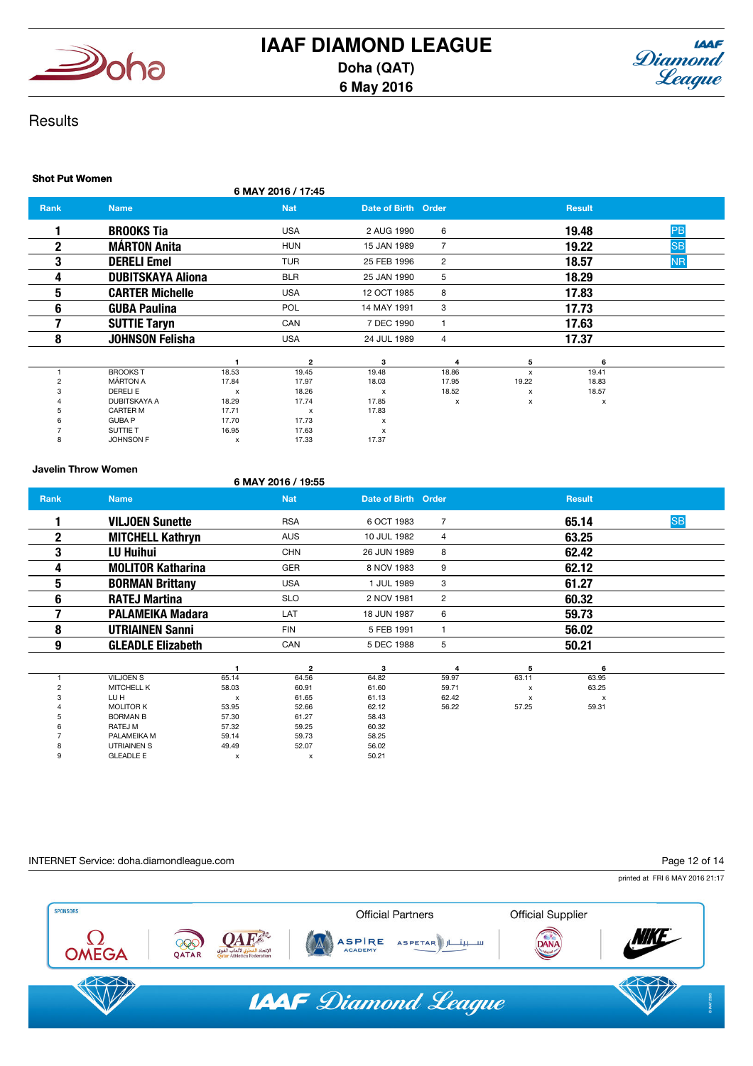# IAAF DIAMOND LEAGUE

**Doha (QAT)**
**6 May 2016**

## Results

### Shot Put Women

6 MAY 2016 / 17:45

| Rank | Name | Nat | Date of Birth | Order | Result | |
|---|---|---|---|---|---|---|
| 1 | **BROOKS Tia** | USA | 2 AUG 1990 | 6 | **19.48** | PB |
| 2 | **MÁRTON Anita** | HUN | 15 JAN 1989 | 7 | **19.22** | SB |
| 3 | **DERELI Emel** | TUR | 25 FEB 1996 | 2 | **18.57** | NR |
| 4 | **DUBITSKAYA Aliona** | BLR | 25 JAN 1990 | 5 | **18.29** | |
| 5 | **CARTER Michelle** | USA | 12 OCT 1985 | 8 | **17.83** | |
| 6 | **GUBA Paulina** | POL | 14 MAY 1991 | 3 | **17.73** | |
| 7 | **SUTTIE Taryn** | CAN | 7 DEC 1990 | 1 | **17.63** | |
| 8 | **JOHNSON Felisha** | USA | 24 JUL 1989 | 4 | **17.37** | |

| | | 1 | 2 | 3 | 4 | 5 | 6 |
|---|---|---|---|---|---|---|---|
| 1 | BROOKS T | 18.53 | 19.45 | 19.48 | 18.86 | x | 19.41 |
| 2 | MÁRTON A | 17.84 | 17.97 | 18.03 | 17.95 | 19.22 | 18.83 |
| 3 | DERELI E | x | 18.26 | x | 18.52 | x | 18.57 |
| 4 | DUBITSKAYA A | 18.29 | 17.74 | 17.85 | x | x | x |
| 5 | CARTER M | 17.71 | x | 17.83 | | | |
| 6 | GUBA P | 17.70 | 17.73 | x | | | |
| 7 | SUTTIE T | 16.95 | 17.63 | x | | | |
| 8 | JOHNSON F | x | 17.33 | 17.37 | | | |

### Javelin Throw Women

6 MAY 2016 / 19:55

| Rank | Name | Nat | Date of Birth | Order | Result | |
|---|---|---|---|---|---|---|
| 1 | **VILJOEN Sunette** | RSA | 6 OCT 1983 | 7 | **65.14** | SB |
| 2 | **MITCHELL Kathryn** | AUS | 10 JUL 1982 | 4 | **63.25** | |
| 3 | **LU Huihui** | CHN | 26 JUN 1989 | 8 | **62.42** | |
| 4 | **MOLITOR Katharina** | GER | 8 NOV 1983 | 9 | **62.12** | |
| 5 | **BORMAN Brittany** | USA | 1 JUL 1989 | 3 | **61.27** | |
| 6 | **RATEJ Martina** | SLO | 2 NOV 1981 | 2 | **60.32** | |
| 7 | **PALAMEIKA Madara** | LAT | 18 JUN 1987 | 6 | **59.73** | |
| 8 | **UTRIAINEN Sanni** | FIN | 5 FEB 1991 | 1 | **56.02** | |
| 9 | **GLEADLE Elizabeth** | CAN | 5 DEC 1988 | 5 | **50.21** | |

| | | 1 | 2 | 3 | 4 | 5 | 6 |
|---|---|---|---|---|---|---|---|
| 1 | VILJOEN S | 65.14 | 64.56 | 64.82 | 59.97 | 63.11 | 63.95 |
| 2 | MITCHELL K | 58.03 | 60.91 | 61.60 | 59.71 | x | 63.25 |
| 3 | LU H | x | 61.65 | 61.13 | 62.42 | x | x |
| 4 | MOLITOR K | 53.95 | 52.66 | 62.12 | 56.22 | 57.25 | 59.31 |
| 5 | BORMAN B | 57.30 | 61.27 | 58.43 | | | |
| 6 | RATEJ M | 57.32 | 59.25 | 60.32 | | | |
| 7 | PALAMEIKA M | 59.14 | 59.73 | 58.25 | | | |
| 8 | UTRIAINEN S | 49.49 | 52.07 | 56.02 | | | |
| 9 | GLEADLE E | x | x | 50.21 | | | |

INTERNET Service: doha.diamondleague.com

printed at FRI 6 MAY 2016 21:17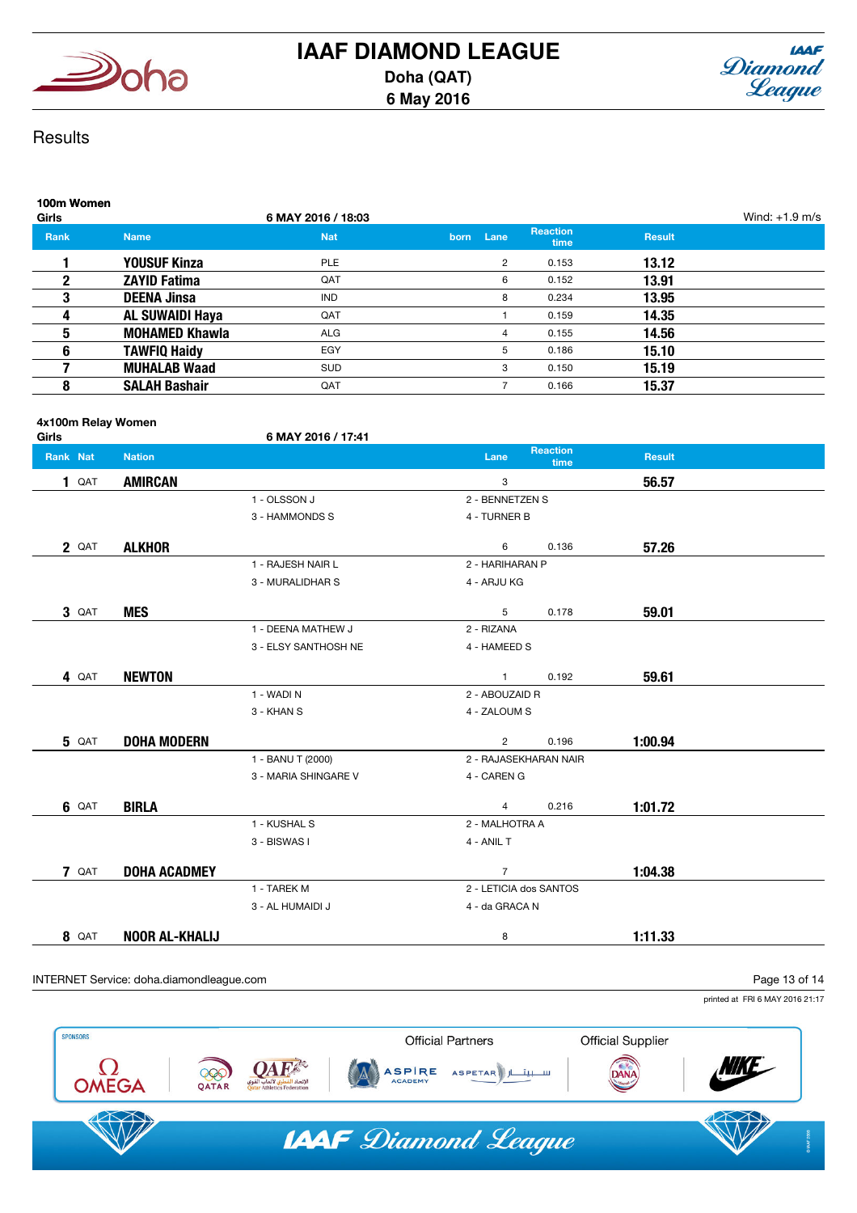# IAAF DIAMOND LEAGUE

**Doha (QAT)**
**6 May 2016**

## Results

### 100m Women
Girls

6 MAY 2016 / 18:03

Wind: +1.9 m/s

| Rank | Name | Nat | born | Lane | Reaction time | Result |
|---|---|---|---|---|---|---|
| 1 | **YOUSUF Kinza** | PLE | | 2 | 0.153 | **13.12** |
| 2 | **ZAYID Fatima** | QAT | | 6 | 0.152 | **13.91** |
| 3 | **DEENA Jinsa** | IND | | 8 | 0.234 | **13.95** |
| 4 | **AL SUWAIDI Haya** | QAT | | 1 | 0.159 | **14.35** |
| 5 | **MOHAMED Khawla** | ALG | | 4 | 0.155 | **14.56** |
| 6 | **TAWFIQ Haidy** | EGY | | 5 | 0.186 | **15.10** |
| 7 | **MUHALAB Waad** | SUD | | 3 | 0.150 | **15.19** |
| 8 | **SALAH Bashair** | QAT | | 7 | 0.166 | **15.37** |

### 4x100m Relay Women
Girls

6 MAY 2016 / 17:41

| Rank | Nat | Nation | Lane | Reaction time | Result |
|---|---|---|---|---|---|
| 1 | QAT | **AMIRCAN** | 3 | | **56.57** |
| | | 1 - OLSSON J; 2 - BENNETZEN S; 3 - HAMMONDS S; 4 - TURNER B | | | |
| 2 | QAT | **ALKHOR** | 6 | 0.136 | **57.26** |
| | | 1 - RAJESH NAIR L; 2 - HARIHARAN P; 3 - MURALIDHAR S; 4 - ARJU KG | | | |
| 3 | QAT | **MES** | 5 | 0.178 | **59.01** |
| | | 1 - DEENA MATHEW J; 2 - RIZANA; 3 - ELSY SANTHOSH NE; 4 - HAMEED S | | | |
| 4 | QAT | **NEWTON** | 1 | 0.192 | **59.61** |
| | | 1 - WADI N; 2 - ABOUZAID R; 3 - KHAN S; 4 - ZALOUM S | | | |
| 5 | QAT | **DOHA MODERN** | 2 | 0.196 | **1:00.94** |
| | | 1 - BANU T (2000); 2 - RAJASEKHARAN NAIR; 3 - MARIA SHINGARE V; 4 - CAREN G | | | |
| 6 | QAT | **BIRLA** | 4 | 0.216 | **1:01.72** |
| | | 1 - KUSHAL S; 2 - MALHOTRA A; 3 - BISWAS I; 4 - ANIL T | | | |
| 7 | QAT | **DOHA ACADMEY** | 7 | | **1:04.38** |
| | | 1 - TAREK M; 2 - LETICIA dos SANTOS; 3 - AL HUMAIDI J; 4 - da GRACA N | | | |
| 8 | QAT | **NOOR AL-KHALIJ** | 8 | | **1:11.33** |

INTERNET Service: doha.diamondleague.com

printed at FRI 6 MAY 2016 21:17

SPONSORS: OMEGA, QATAR, QAF Qatar Athletics Federation — Official Partners: ASPIRE ACADEMY, ASPETAR — Official Supplier: DANA — NIKE

IAAF Diamond League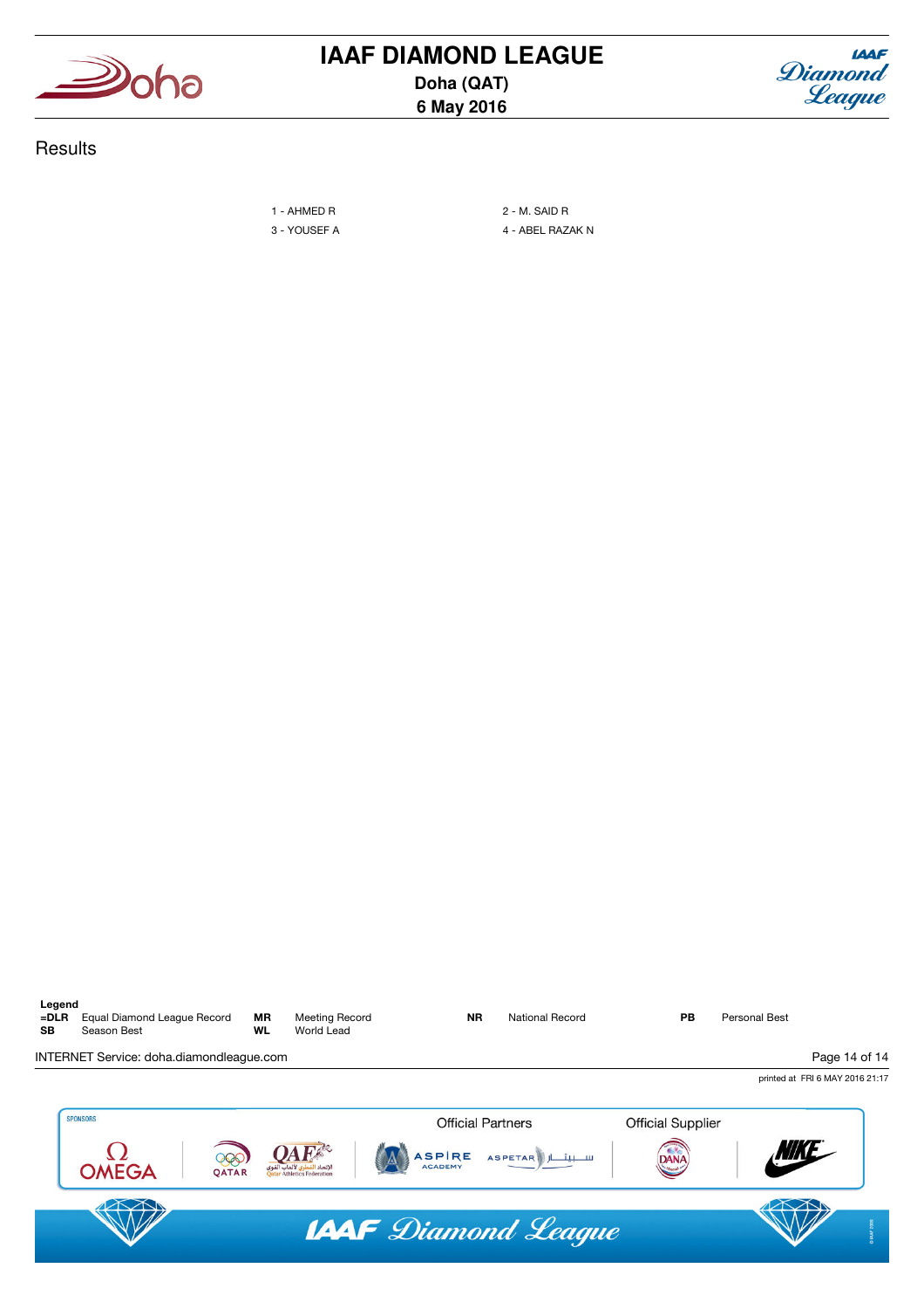## Results

| | |
|---|---|
| 1 - AHMED R | 2 - M. SAID R |
| 3 - YOUSEF A | 4 - ABEL RAZAK N |

**Legend**

| | | | | | | | |
|---|---|---|---|---|---|---|---|
| **=DLR** | Equal Diamond League Record | **MR** | Meeting Record | **NR** | National Record | **PB** | Personal Best |
| **SB** | Season Best | **WL** | World Lead | | | | |

INTERNET Service: doha.diamondleague.com

printed at FRI 6 MAY 2016 21:17